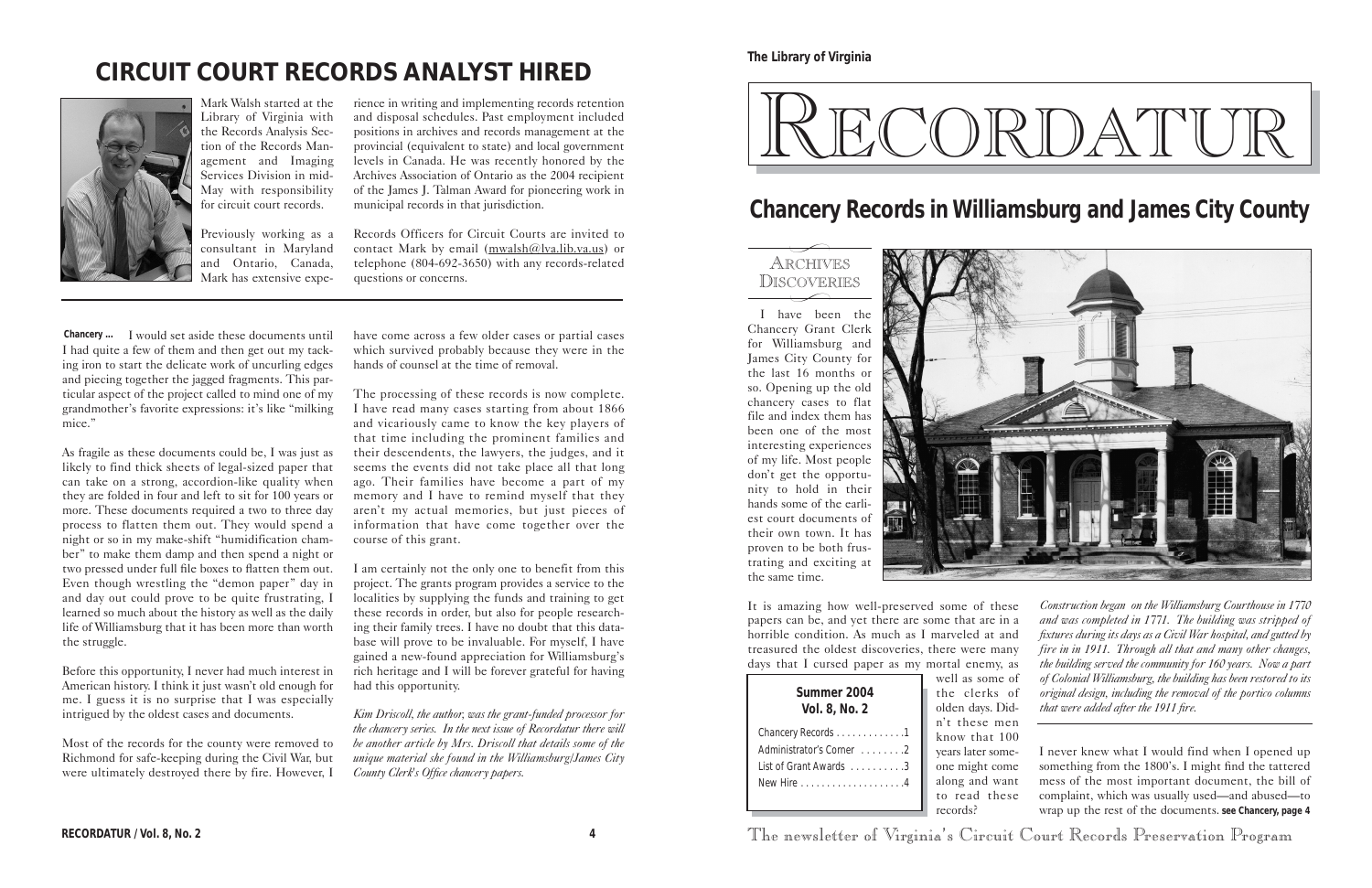# CIRCUIT COURT RECORDS ANALYST HIRED

Mark Walsh started at the Library of Virginia with the Records Analysis Section of the Records Management and Imaging Services Division in mid-May with responsibility for circuit court records.

Previously working as a consultant in Maryland and Ontario, Canada, Mark has extensive experience in writing and implementing records retention and disposal schedules. Past employment included positions in archives and records management at the provincial (equivalent to state) and local government levels in Canada. He was recently honored by the Archives Association of Ontario as the 2004 recipient of the James J. Talman Award for pioneering work in municipal records in that jurisdiction.

Records Officers for Circuit Courts are invited to contact Mark by email (mwalsh@lva.lib.va.us) or telephone (804-692-3650) with any records-related questions or concerns.

**Chancery ...** I would set aside these documents until I had quite a few of them and then get out my tacking iron to start the delicate work of uncurling edges and piecing together the jagged fragments. This particular aspect of the project called to mind one of my grandmother's favorite expressions: it's like "milking mice."

As fragile as these documents could be, I was just as likely to find thick sheets of legal-sized paper that can take on a strong, accordion-like quality when they are folded in four and left to sit for 100 years or more. These documents required a two to three day process to flatten them out. They would spend a night or so in my make-shift "humidification chamber" to make them damp and then spend a night or two pressed under full file boxes to flatten them out. Even though wrestling the "demon paper" day in and day out could prove to be quite frustrating, I learned so much about the history as well as the daily life of Williamsburg that it has been more than worth the struggle.

Before this opportunity, I never had much interest in American history. I think it just wasn't old enough for me. I guess it is no surprise that I was especially intrigued by the oldest cases and documents.

Most of the records for the county were removed to Richmond for safe-keeping during the Civil War, but were ultimately destroyed there by fire. However, I have come across a few older cases or partial cases which survived probably because they were in the hands of counsel at the time of removal.

The processing of these records is now complete. I have read many cases starting from about 1866 and vicariously came to know the key players of that time including the prominent families and their descendents, the lawyers, the judges, and it seems the events did not take place all that long ago. Their families have become a part of my memory and I have to remind myself that they aren't my actual memories, but just pieces of information that have come together over the course of this grant.

I am certainly not the only one to benefit from this project. The grants program provides a service to the localities by supplying the funds and training to get these records in order, but also for people researching their family trees. I have no doubt that this database will prove to be invaluable. For myself, I have gained a new-found appreciation for Williamsburg's rich heritage and I will be forever grateful for having had this opportunity.

*Kim Driscoll, the author, was the grant-funded processor for the chancery series. In the next issue of Recordatur there will be another article by Mrs. Driscoll that details some of the unique material she found in the Williamsburg/James City County Clerk's Office chancery papers.*

The Library of Virginia

# RECORDATUR

## Chancery Records in Williamsburg and James City County

ARCHIVES DISCOVERIES

I have been the Chancery Grant Clerk for Williamsburg and James City County for the last 16 months or so. Opening up the old chancery cases to flat file and index them has been one of the most interesting experiences of my life. Most people don't get the opportunity to hold in their hands some of the earliest court documents of their own town. It has proven to be both frustrating and exciting at the same time.

*Construction began on the Williamsburg Courthouse in 1770 and was completed in 1771. The building was stripped of fixtures during its days as a Civil War hospital, and gutted by fire in in 1911. Through all that and many other changes, the building served the community for 160 years. Now a part of Colonial Williamsburg, the building has been restored to its original design, including the removal of the portico columns that were added after the 1911 fire.*

It is amazing how well-preserved some of these papers can be, and yet there are some that are in a horrible condition. As much as I marveled at and treasured the oldest discoveries, there were many days that I cursed paper as my mortal enemy, as well as some of the clerks of olden days. Didn't these men know that 100 years later someone might come along and want to read these records?

**Summer 2004**
**Vol. 8, No. 2**

- Chancery Records . . . . . . . . . . . . .1
- Administrator's Corner . . . . . . . .2
- List of Grant Awards . . . . . . . . . .3
- New Hire . . . . . . . . . . . . . . . . . . . .4

I never knew what I would find when I opened up something from the 1800's. I might find the tattered mess of the most important document, the bill of complaint, which was usually used—and abused—to wrap up the rest of the documents. **see Chancery, page 4**

The newsletter of Virginia's Circuit Court Records Preservation Program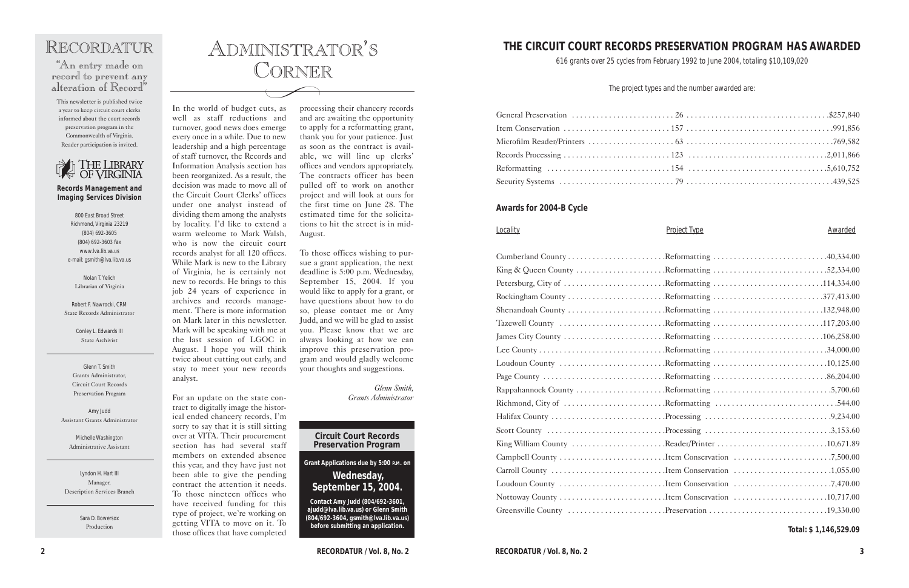# RECORDATUR

"An entry made on record to prevent any alteration of Record"

This newsletter is published twice a year to keep circuit court clerks informed about the court records preservation program in the Commonwealth of Virginia. Reader participation is invited.

THE LIBRARY OF VIRGINIA

**Records Management and Imaging Services Division**

800 East Broad Street
Richmond, Virginia 23219
(804) 692-3605
(804) 692-3603 fax
www.lva.lib.va.us
e-mail: gsmith@lva.lib.va.us

Nolan T. Yelich
Librarian of Virginia

Robert F. Nawrocki, CRM
State Records Administrator

Conley L. Edwards III
State Archivist

Glenn T. Smith
Grants Administrator,
Circuit Court Records
Preservation Program

Amy Judd
Assistant Grants Administrator

Michelle Washington
Administrative Assistant

Lyndon H. Hart III
Manager,
Description Services Branch

Sara D. Bowersox
Production

# ADMINISTRATOR'S CORNER

In the world of budget cuts, as well as staff reductions and turnover, good news does emerge every once in a while. Due to new leadership and a high percentage of staff turnover, the Records and Information Analysis section has been reorganized. As a result, the decision was made to move all of the Circuit Court Clerks' offices under one analyst instead of dividing them among the analysts by locality. I'd like to extend a warm welcome to Mark Walsh, who is now the circuit court records analyst for all 120 offices. While Mark is new to the Library of Virginia, he is certainly not new to records. He brings to this job 24 years of experience in archives and records management. There is more information on Mark later in this newsletter. Mark will be speaking with me at the last session of LGOC in August. I hope you will think twice about cutting out early, and stay to meet your new records analyst.

For an update on the state contract to digitally image the historical ended chancery records, I'm sorry to say that it is still sitting over at VITA. Their procurement section has had several staff members on extended absence this year, and they have just not been able to give the pending contract the attention it needs. To those nineteen offices who have received funding for this type of project, we're working on getting VITA to move on it. To those offices that have completed processing their chancery records and are awaiting the opportunity to apply for a reformatting grant, thank you for your patience. Just as soon as the contract is available, we will line up clerks' offices and vendors appropriately. The contracts officer has been pulled off to work on another project and will look at ours for the first time on June 28. The estimated time for the solicitations to hit the street is in mid-August.

To those offices wishing to pursue a grant application, the next deadline is 5:00 p.m. Wednesday, September 15, 2004. If you would like to apply for a grant, or have questions about how to do so, please contact me or Amy Judd, and we will be glad to assist you. Please know that we are always looking at how we can improve this preservation program and would gladly welcome your thoughts and suggestions.

*Glenn Smith,*
*Grants Administrator*

**Circuit Court Records Preservation Program**

**Grant Applications due by 5:00 P.M. on**

**Wednesday, September 15, 2004.**

**Contact Amy Judd (804/692-3601, ajudd@lva.lib.va.us) or Glenn Smith (804/692-3604, gsmith@lva.lib.va.us) before submitting an application.**

## THE CIRCUIT COURT RECORDS PRESERVATION PROGRAM HAS AWARDED

616 grants over 25 cycles from February 1992 to June 2004, totaling $10,109,020

The project types and the number awarded are:

| | | |
|---|---|---|
| General Preservation | 26 | $257,840 |
| Item Conservation | 157 | 991,856 |
| Microfilm Reader/Printers | 63 | 769,582 |
| Records Processing | 123 | 2,011,866 |
| Reformatting | 154 | 5,610,752 |
| Security Systems | 79 | 439,525 |

### Awards for 2004-B Cycle

| Locality | Project Type | Awarded |
|---|---|---|
| Cumberland County | Reformatting | 40,334.00 |
| King & Queen County | Reformatting | 52,334.00 |
| Petersburg, City of | Reformatting | 114,334.00 |
| Rockingham County | Reformatting | 377,413.00 |
| Shenandoah County | Reformatting | 132,948.00 |
| Tazewell County | Reformatting | 117,203.00 |
| James City County | Reformatting | 106,258.00 |
| Lee County | Reformatting | 34,000.00 |
| Loudoun County | Reformatting | 10,125.00 |
| Page County | Reformatting | 86,204.00 |
| Rappahannock County | Reformatting | 5,700.60 |
| Richmond, City of | Reformatting | 544.00 |
| Halifax County | Processing | 9,234.00 |
| Scott County | Processing | 3,153.60 |
| King William County | Reader/Printer | 10,671.89 |
| Campbell County | Item Conservation | 7,500.00 |
| Carroll County | Item Conservation | 1,055.00 |
| Loudoun County | Item Conservation | 7,470.00 |
| Nottoway County | Item Conservation | 10,717.00 |
| Greensville County | Preservation | 19,330.00 |

**Total: $ 1,146,529.09**